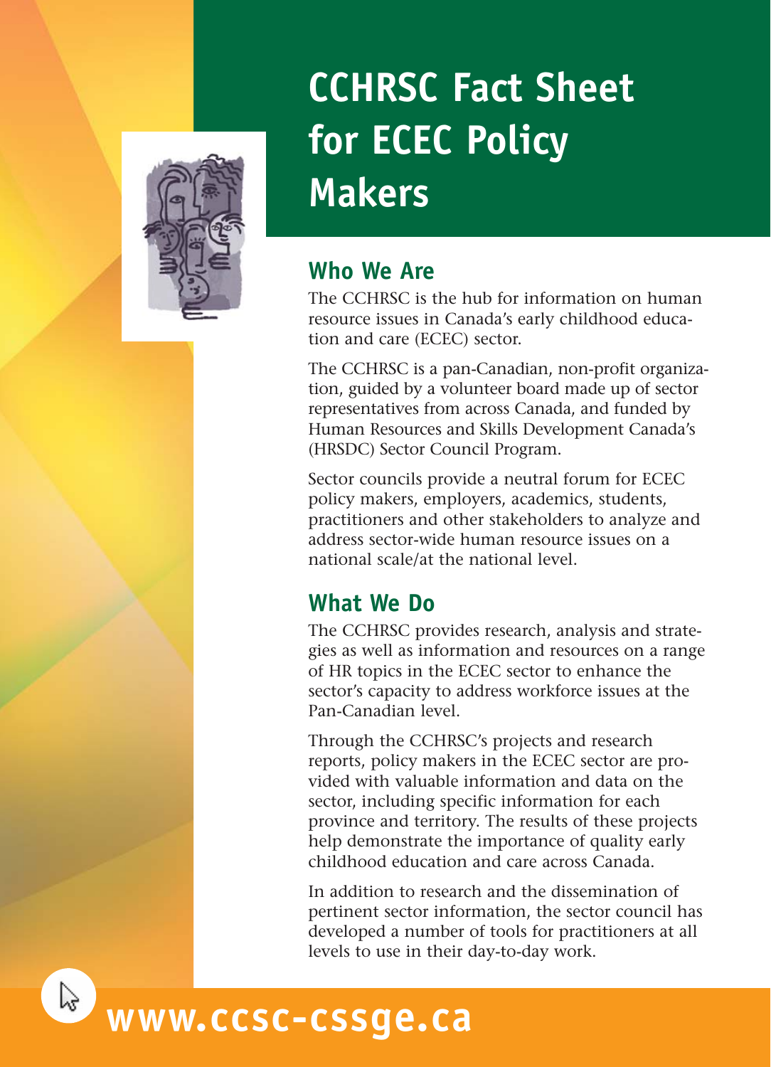# CCHRSC Fact Sheet for ECEC Policy Makers

## Who We Are

The CCHRSC is the hub for information on human resource issues in Canada's early childhood education and care (ECEC) sector.

The CCHRSC is a pan-Canadian, non-profit organization, guided by a volunteer board made up of sector representatives from across Canada, and funded by Human Resources and Skills Development Canada's (HRSDC) Sector Council Program.

Sector councils provide a neutral forum for ECEC policy makers, employers, academics, students, practitioners and other stakeholders to analyze and address sector-wide human resource issues on a national scale/at the national level.

## What We Do

The CCHRSC provides research, analysis and strategies as well as information and resources on a range of HR topics in the ECEC sector to enhance the sector's capacity to address workforce issues at the Pan-Canadian level.

Through the CCHRSC's projects and research reports, policy makers in the ECEC sector are provided with valuable information and data on the sector, including specific information for each province and territory. The results of these projects help demonstrate the importance of quality early childhood education and care across Canada.

In addition to research and the dissemination of pertinent sector information, the sector council has developed a number of tools for practitioners at all levels to use in their day-to-day work.

**www.ccsc-cssge.ca**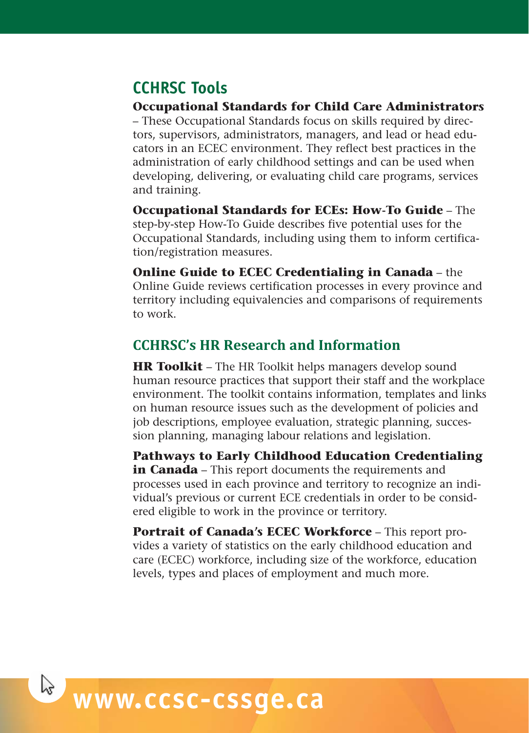## CCHRSC Tools

**Occupational Standards for Child Care Administrators** – These Occupational Standards focus on skills required by directors, supervisors, administrators, managers, and lead or head educators in an ECEC environment. They reflect best practices in the administration of early childhood settings and can be used when developing, delivering, or evaluating child care programs, services and training.

**Occupational Standards for ECEs: How-To Guide** – The step-by-step How-To Guide describes five potential uses for the Occupational Standards, including using them to inform certification/registration measures.

**Online Guide to ECEC Credentialing in Canada** – the Online Guide reviews certification processes in every province and territory including equivalencies and comparisons of requirements to work.

## CCHRSC's HR Research and Information

**HR Toolkit** – The HR Toolkit helps managers develop sound human resource practices that support their staff and the workplace environment. The toolkit contains information, templates and links on human resource issues such as the development of policies and job descriptions, employee evaluation, strategic planning, succession planning, managing labour relations and legislation.

**Pathways to Early Childhood Education Credentialing in Canada** – This report documents the requirements and processes used in each province and territory to recognize an individual's previous or current ECE credentials in order to be considered eligible to work in the province or territory.

**Portrait of Canada's ECEC Workforce** – This report provides a variety of statistics on the early childhood education and care (ECEC) workforce, including size of the workforce, education levels, types and places of employment and much more.

**www.ccsc-cssge.ca**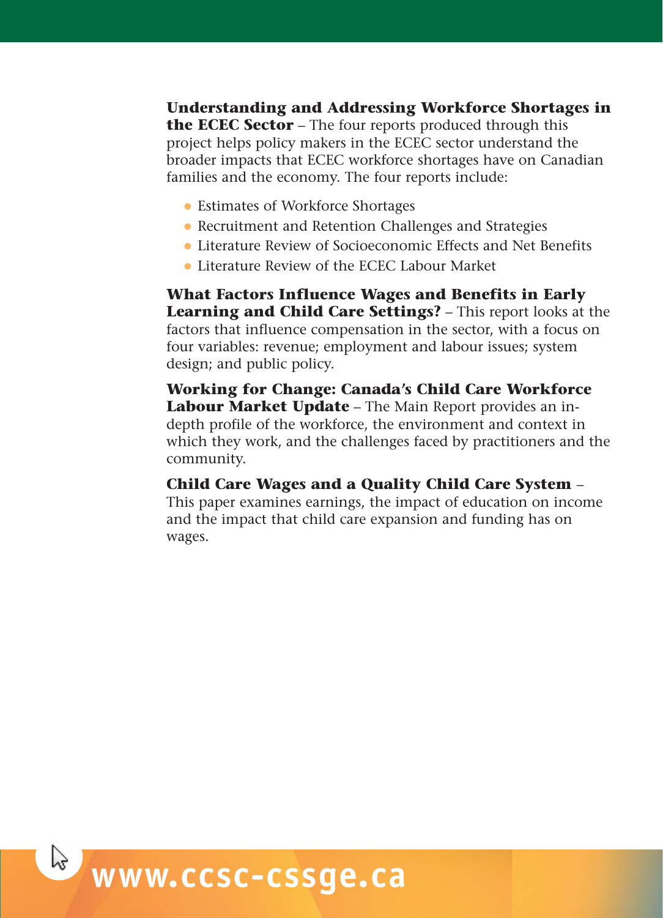**Understanding and Addressing Workforce Shortages in the ECEC Sector** – The four reports produced through this project helps policy makers in the ECEC sector understand the broader impacts that ECEC workforce shortages have on Canadian families and the economy. The four reports include:

- Estimates of Workforce Shortages
- Recruitment and Retention Challenges and Strategies
- Literature Review of Socioeconomic Effects and Net Benefits
- Literature Review of the ECEC Labour Market

**What Factors Influence Wages and Benefits in Early Learning and Child Care Settings?** – This report looks at the factors that influence compensation in the sector, with a focus on four variables: revenue; employment and labour issues; system design; and public policy.

**Working for Change: Canada's Child Care Workforce Labour Market Update** – The Main Report provides an in-depth profile of the workforce, the environment and context in which they work, and the challenges faced by practitioners and the community.

**Child Care Wages and a Quality Child Care System** – This paper examines earnings, the impact of education on income and the impact that child care expansion and funding has on wages.

**www.ccsc-cssge.ca**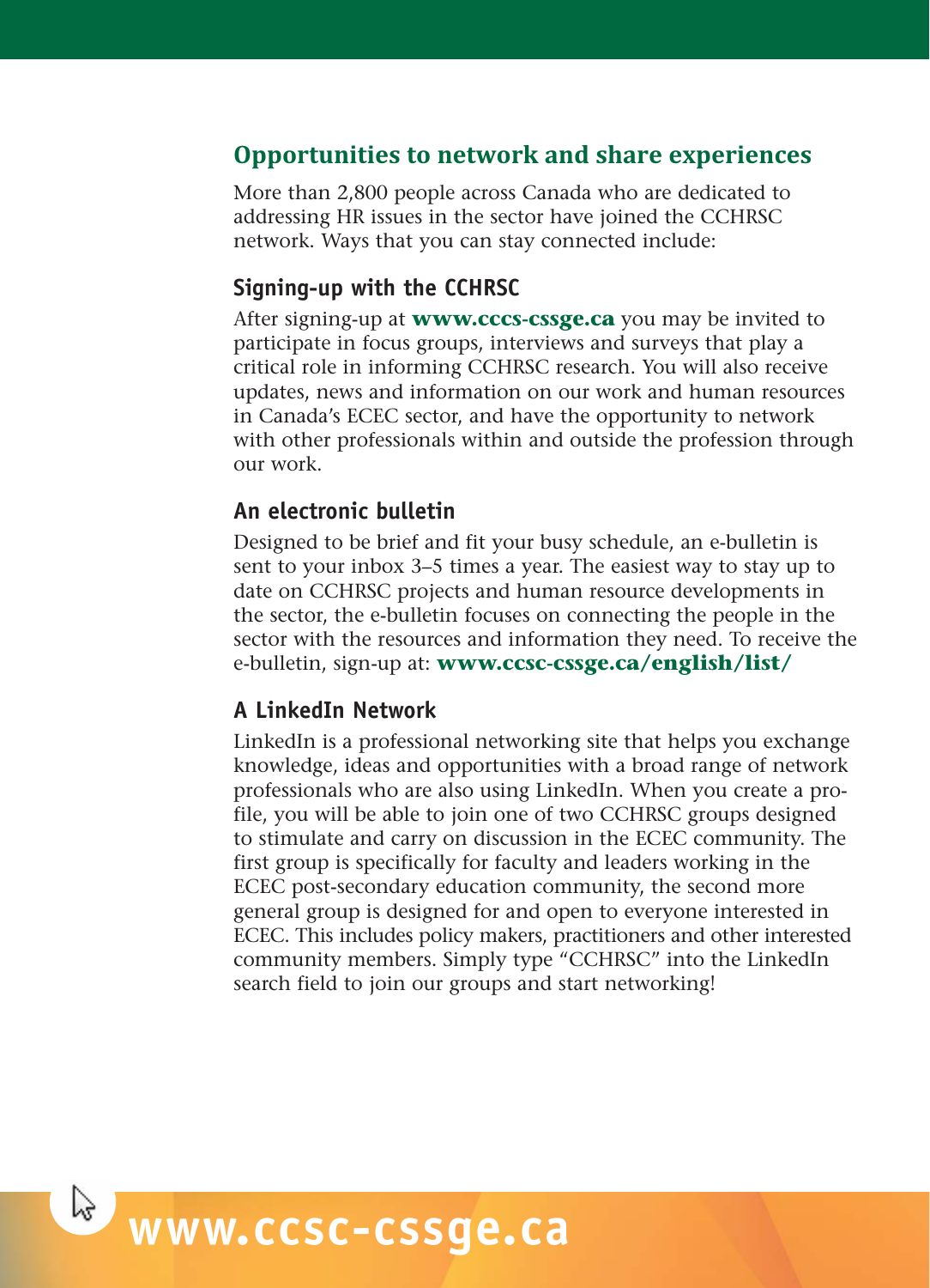## Opportunities to network and share experiences

More than 2,800 people across Canada who are dedicated to addressing HR issues in the sector have joined the CCHRSC network. Ways that you can stay connected include:

### Signing-up with the CCHRSC

After signing-up at **www.cccs-cssge.ca** you may be invited to participate in focus groups, interviews and surveys that play a critical role in informing CCHRSC research. You will also receive updates, news and information on our work and human resources in Canada's ECEC sector, and have the opportunity to network with other professionals within and outside the profession through our work.

### An electronic bulletin

Designed to be brief and fit your busy schedule, an e-bulletin is sent to your inbox 3–5 times a year. The easiest way to stay up to date on CCHRSC projects and human resource developments in the sector, the e-bulletin focuses on connecting the people in the sector with the resources and information they need. To receive the e-bulletin, sign-up at: **www.ccsc-cssge.ca/english/list/**

### A LinkedIn Network

LinkedIn is a professional networking site that helps you exchange knowledge, ideas and opportunities with a broad range of network professionals who are also using LinkedIn. When you create a profile, you will be able to join one of two CCHRSC groups designed to stimulate and carry on discussion in the ECEC community. The first group is specifically for faculty and leaders working in the ECEC post-secondary education community, the second more general group is designed for and open to everyone interested in ECEC. This includes policy makers, practitioners and other interested community members. Simply type "CCHRSC" into the LinkedIn search field to join our groups and start networking!

**www.ccsc-cssge.ca**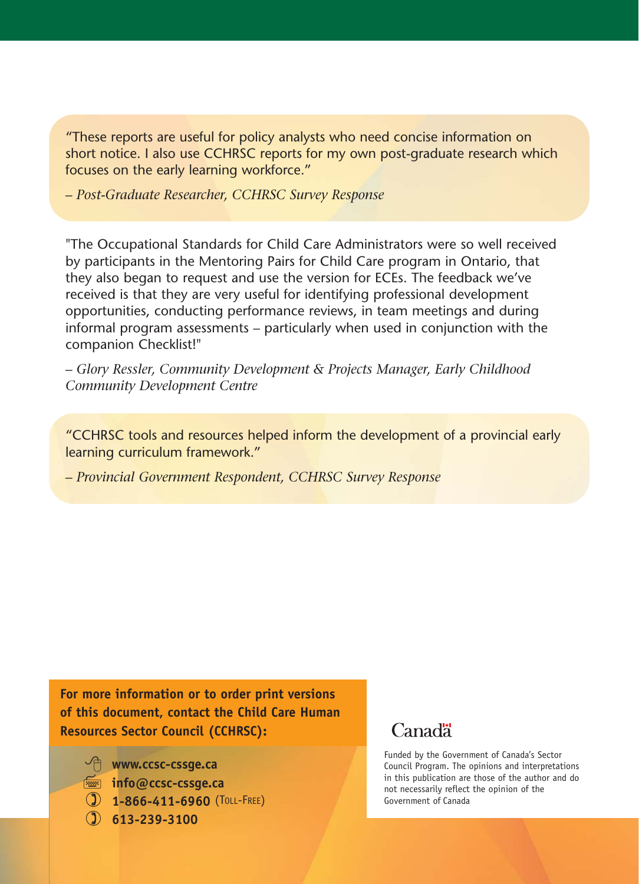"These reports are useful for policy analysts who need concise information on short notice. I also use CCHRSC reports for my own post-graduate research which focuses on the early learning workforce."

*– Post-Graduate Researcher, CCHRSC Survey Response*

"The Occupational Standards for Child Care Administrators were so well received by participants in the Mentoring Pairs for Child Care program in Ontario, that they also began to request and use the version for ECEs. The feedback we've received is that they are very useful for identifying professional development opportunities, conducting performance reviews, in team meetings and during informal program assessments – particularly when used in conjunction with the companion Checklist!"

*– Glory Ressler, Community Development & Projects Manager, Early Childhood Community Development Centre*

"CCHRSC tools and resources helped inform the development of a provincial early learning curriculum framework."

*– Provincial Government Respondent, CCHRSC Survey Response*

**For more information or to order print versions of this document, contact the Child Care Human Resources Sector Council (CCHRSC):**

- **www.ccsc-cssge.ca**
- **info@ccsc-cssge.ca**
- **1-866-411-6960** (Toll-Free)
- **613-239-3100**

Canada

Funded by the Government of Canada's Sector Council Program. The opinions and interpretations in this publication are those of the author and do not necessarily reflect the opinion of the Government of Canada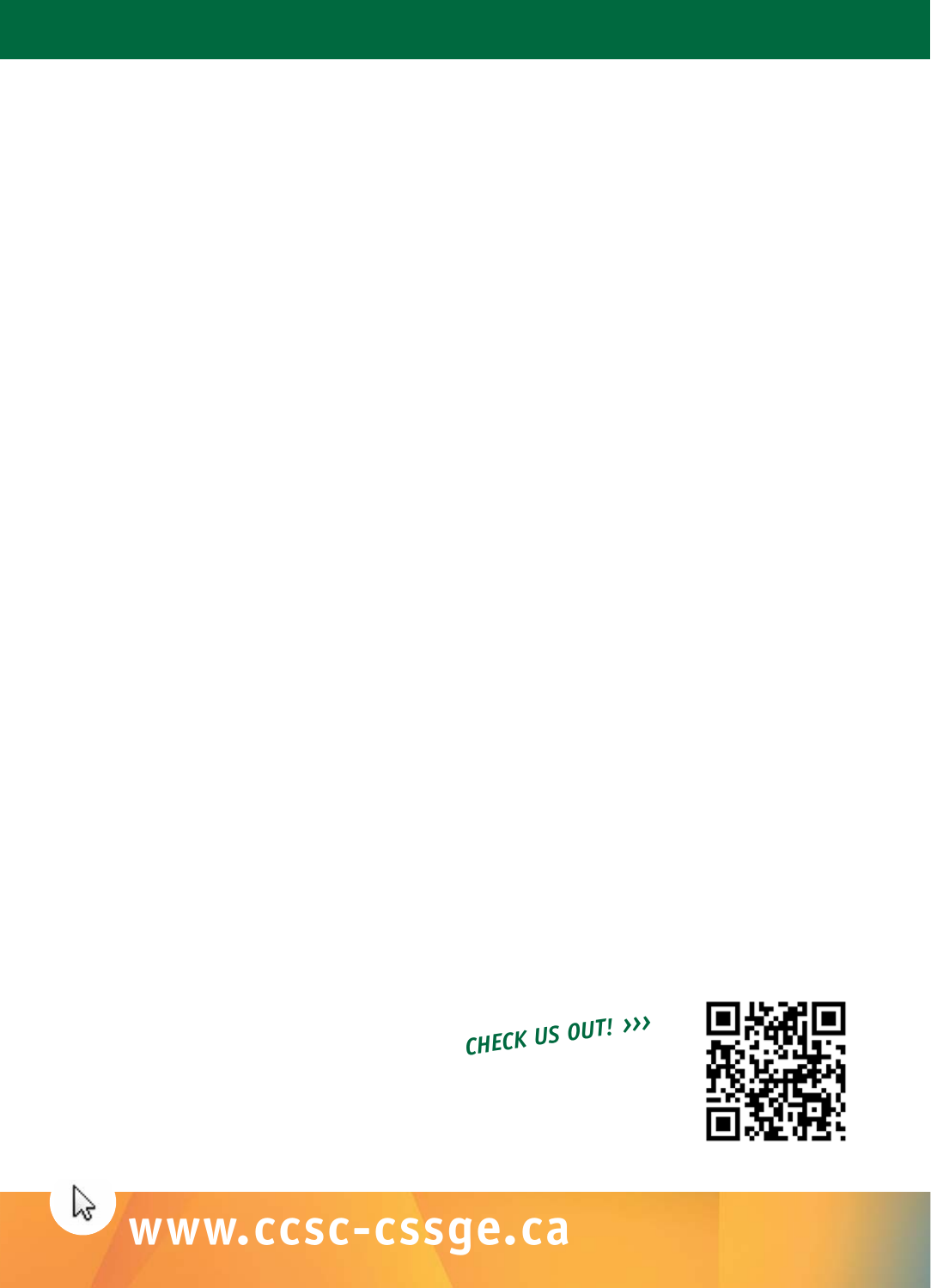CHECK US OUT! ›››

www.ccsc-cssge.ca